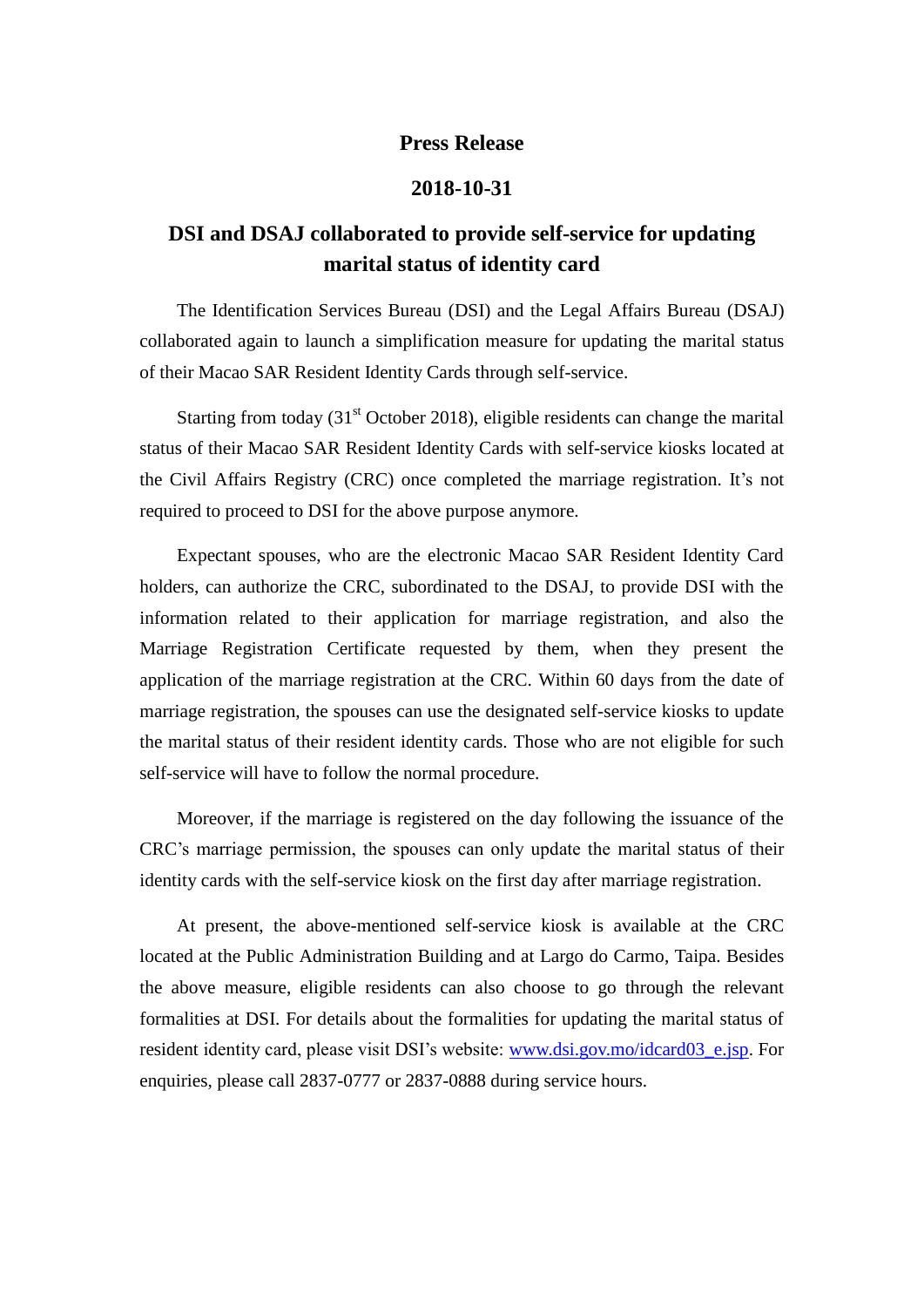# Press Release

**2018-10-31**

## DSI and DSAJ collaborated to provide self-service for updating marital status of identity card

The Identification Services Bureau (DSI) and the Legal Affairs Bureau (DSAJ) collaborated again to launch a simplification measure for updating the marital status of their Macao SAR Resident Identity Cards through self-service.

Starting from today (31st October 2018), eligible residents can change the marital status of their Macao SAR Resident Identity Cards with self-service kiosks located at the Civil Affairs Registry (CRC) once completed the marriage registration. It's not required to proceed to DSI for the above purpose anymore.

Expectant spouses, who are the electronic Macao SAR Resident Identity Card holders, can authorize the CRC, subordinated to the DSAJ, to provide DSI with the information related to their application for marriage registration, and also the Marriage Registration Certificate requested by them, when they present the application of the marriage registration at the CRC. Within 60 days from the date of marriage registration, the spouses can use the designated self-service kiosks to update the marital status of their resident identity cards. Those who are not eligible for such self-service will have to follow the normal procedure.

Moreover, if the marriage is registered on the day following the issuance of the CRC's marriage permission, the spouses can only update the marital status of their identity cards with the self-service kiosk on the first day after marriage registration.

At present, the above-mentioned self-service kiosk is available at the CRC located at the Public Administration Building and at Largo do Carmo, Taipa. Besides the above measure, eligible residents can also choose to go through the relevant formalities at DSI. For details about the formalities for updating the marital status of resident identity card, please visit DSI's website: www.dsi.gov.mo/idcard03_e.jsp. For enquiries, please call 2837-0777 or 2837-0888 during service hours.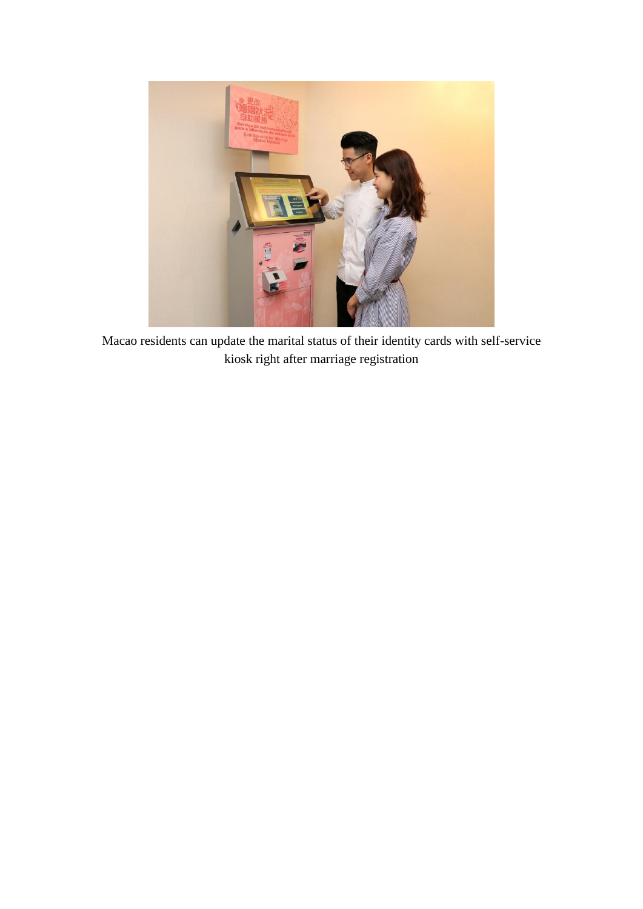Macao residents can update the marital status of their identity cards with self-service kiosk right after marriage registration